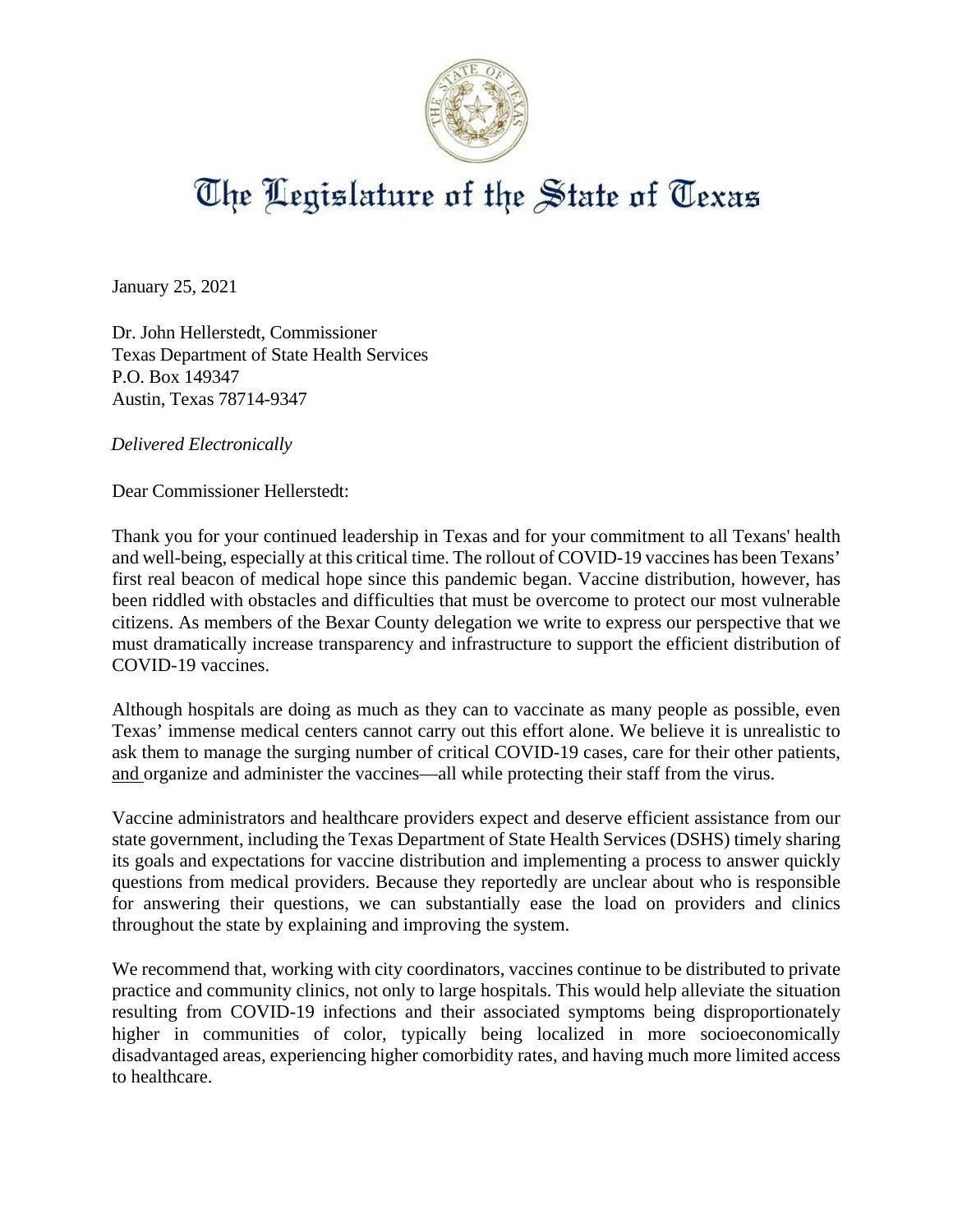# The Legislature of the State of Texas

January 25, 2021

Dr. John Hellerstedt, Commissioner
Texas Department of State Health Services
P.O. Box 149347
Austin, Texas 78714-9347

*Delivered Electronically*

Dear Commissioner Hellerstedt:

Thank you for your continued leadership in Texas and for your commitment to all Texans' health and well-being, especially at this critical time. The rollout of COVID-19 vaccines has been Texans' first real beacon of medical hope since this pandemic began. Vaccine distribution, however, has been riddled with obstacles and difficulties that must be overcome to protect our most vulnerable citizens. As members of the Bexar County delegation we write to express our perspective that we must dramatically increase transparency and infrastructure to support the efficient distribution of COVID-19 vaccines.

Although hospitals are doing as much as they can to vaccinate as many people as possible, even Texas' immense medical centers cannot carry out this effort alone. We believe it is unrealistic to ask them to manage the surging number of critical COVID-19 cases, care for their other patients, and organize and administer the vaccines—all while protecting their staff from the virus.

Vaccine administrators and healthcare providers expect and deserve efficient assistance from our state government, including the Texas Department of State Health Services (DSHS) timely sharing its goals and expectations for vaccine distribution and implementing a process to answer quickly questions from medical providers. Because they reportedly are unclear about who is responsible for answering their questions, we can substantially ease the load on providers and clinics throughout the state by explaining and improving the system.

We recommend that, working with city coordinators, vaccines continue to be distributed to private practice and community clinics, not only to large hospitals. This would help alleviate the situation resulting from COVID-19 infections and their associated symptoms being disproportionately higher in communities of color, typically being localized in more socioeconomically disadvantaged areas, experiencing higher comorbidity rates, and having much more limited access to healthcare.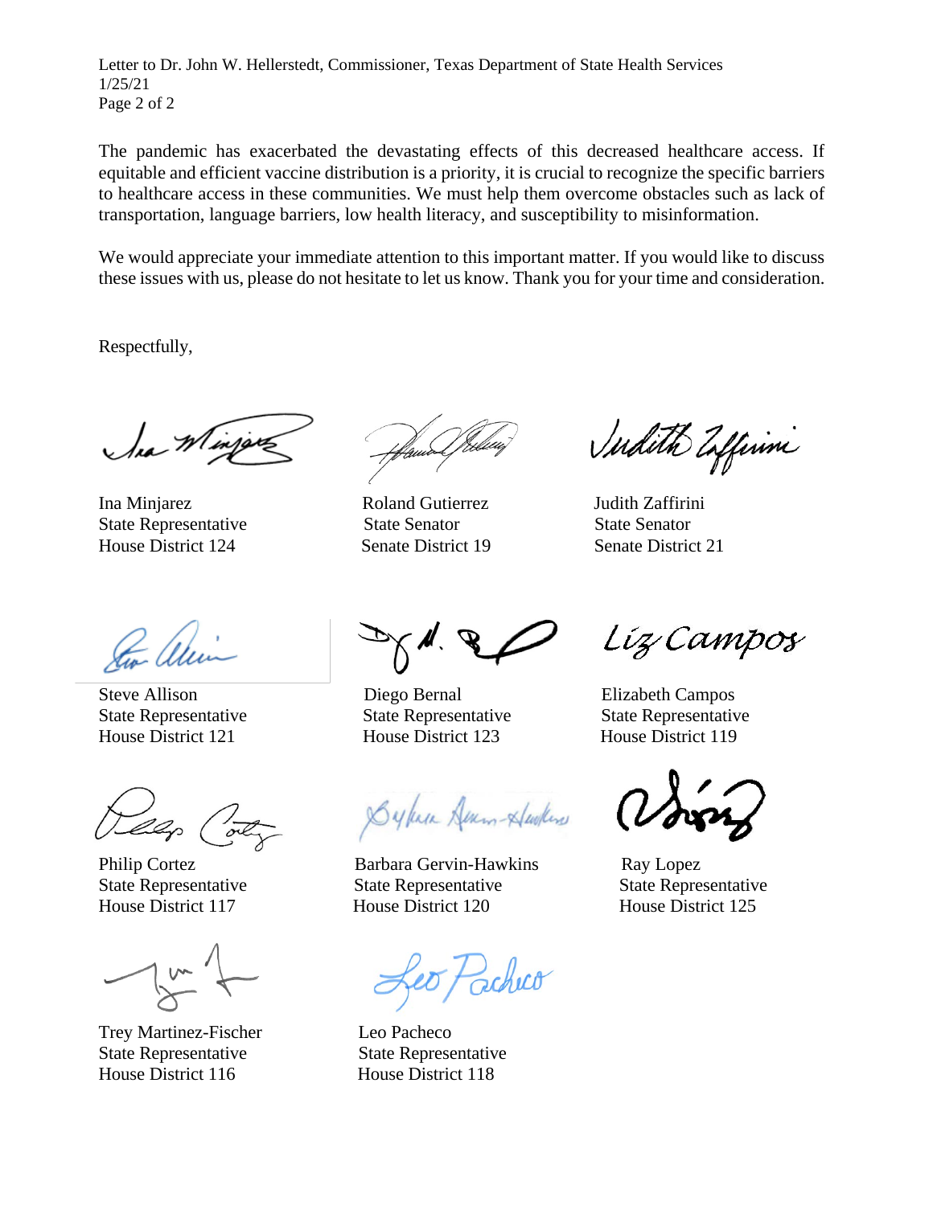The pandemic has exacerbated the devastating effects of this decreased healthcare access. If equitable and efficient vaccine distribution is a priority, it is crucial to recognize the specific barriers to healthcare access in these communities. We must help them overcome obstacles such as lack of transportation, language barriers, low health literacy, and susceptibility to misinformation.

We would appreciate your immediate attention to this important matter. If you would like to discuss these issues with us, please do not hesitate to let us know. Thank you for your time and consideration.

Respectfully,

Ina Minjarez
State Representative
House District 124

Roland Gutierrez
State Senator
Senate District 19

Judith Zaffirini
State Senator
Senate District 21

Steve Allison
State Representative
House District 121

Diego Bernal
State Representative
House District 123

Elizabeth Campos
State Representative
House District 119

Philip Cortez
State Representative
House District 117

Barbara Gervin-Hawkins
State Representative
House District 120

Ray Lopez
State Representative
House District 125

Trey Martinez-Fischer
State Representative
House District 116

Leo Pacheco
State Representative
House District 118